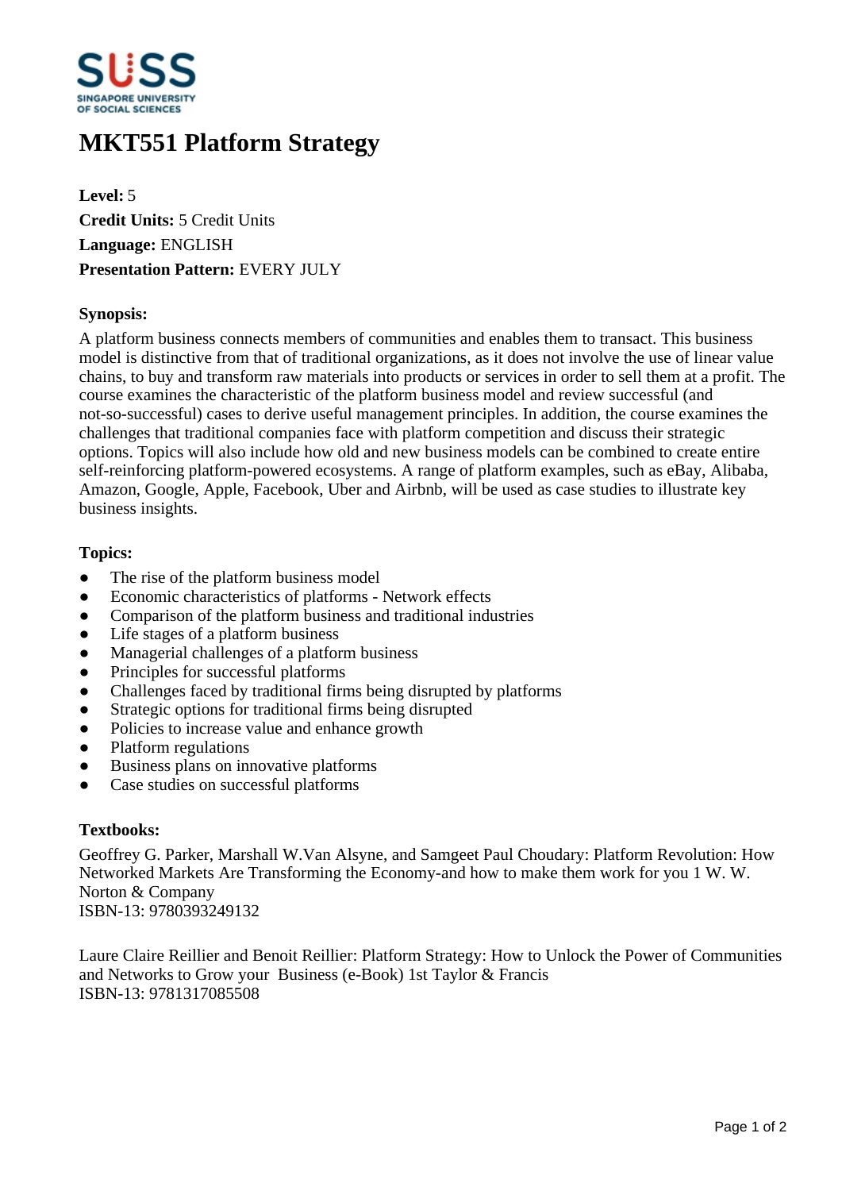# MKT551 Platform Strategy

**Level:** 5
**Credit Units:** 5 Credit Units
**Language:** ENGLISH
**Presentation Pattern:** EVERY JULY

**Synopsis:**

A platform business connects members of communities and enables them to transact. This business model is distinctive from that of traditional organizations, as it does not involve the use of linear value chains, to buy and transform raw materials into products or services in order to sell them at a profit. The course examines the characteristic of the platform business model and review successful (and not-so-successful) cases to derive useful management principles. In addition, the course examines the challenges that traditional companies face with platform competition and discuss their strategic options. Topics will also include how old and new business models can be combined to create entire self-reinforcing platform-powered ecosystems. A range of platform examples, such as eBay, Alibaba, Amazon, Google, Apple, Facebook, Uber and Airbnb, will be used as case studies to illustrate key business insights.

**Topics:**

- The rise of the platform business model
- Economic characteristics of platforms - Network effects
- Comparison of the platform business and traditional industries
- Life stages of a platform business
- Managerial challenges of a platform business
- Principles for successful platforms
- Challenges faced by traditional firms being disrupted by platforms
- Strategic options for traditional firms being disrupted
- Policies to increase value and enhance growth
- Platform regulations
- Business plans on innovative platforms
- Case studies on successful platforms

**Textbooks:**

Geoffrey G. Parker, Marshall W.Van Alsyne, and Samgeet Paul Choudary: Platform Revolution: How Networked Markets Are Transforming the Economy-and how to make them work for you 1 W. W. Norton & Company
ISBN-13: 9780393249132

Laure Claire Reillier and Benoit Reillier: Platform Strategy: How to Unlock the Power of Communities and Networks to Grow your Business (e-Book) 1st Taylor & Francis
ISBN-13: 9781317085508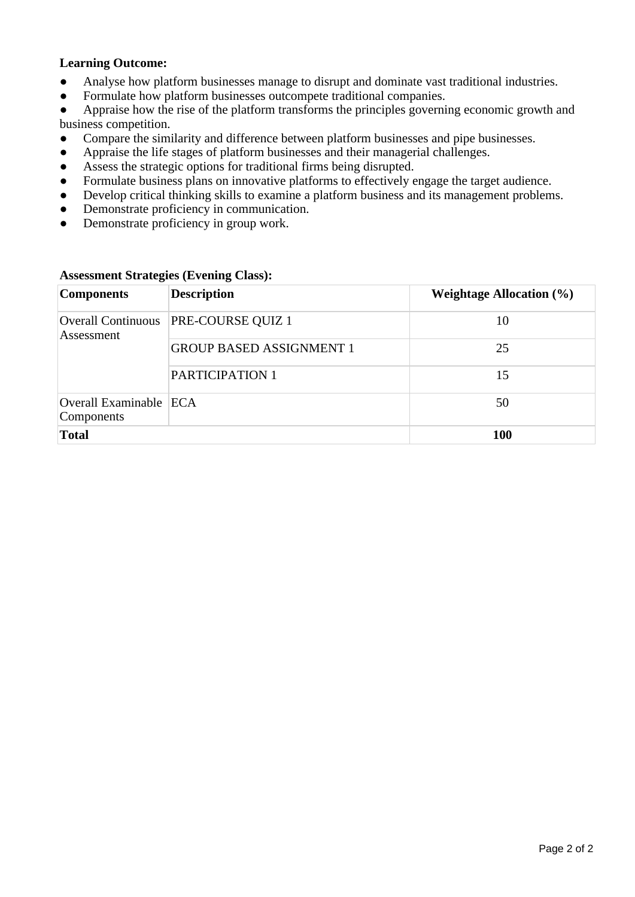**Learning Outcome:**

- Analyse how platform businesses manage to disrupt and dominate vast traditional industries.
- Formulate how platform businesses outcompete traditional companies.
- Appraise how the rise of the platform transforms the principles governing economic growth and business competition.
- Compare the similarity and difference between platform businesses and pipe businesses.
- Appraise the life stages of platform businesses and their managerial challenges.
- Assess the strategic options for traditional firms being disrupted.
- Formulate business plans on innovative platforms to effectively engage the target audience.
- Develop critical thinking skills to examine a platform business and its management problems.
- Demonstrate proficiency in communication.
- Demonstrate proficiency in group work.

**Assessment Strategies (Evening Class):**

| Components | Description | Weightage Allocation (%) |
|---|---|---|
| Overall Continuous Assessment | PRE-COURSE QUIZ 1 | 10 |
| | GROUP BASED ASSIGNMENT 1 | 25 |
| | PARTICIPATION 1 | 15 |
| Overall Examinable Components | ECA | 50 |
| **Total** | | **100** |